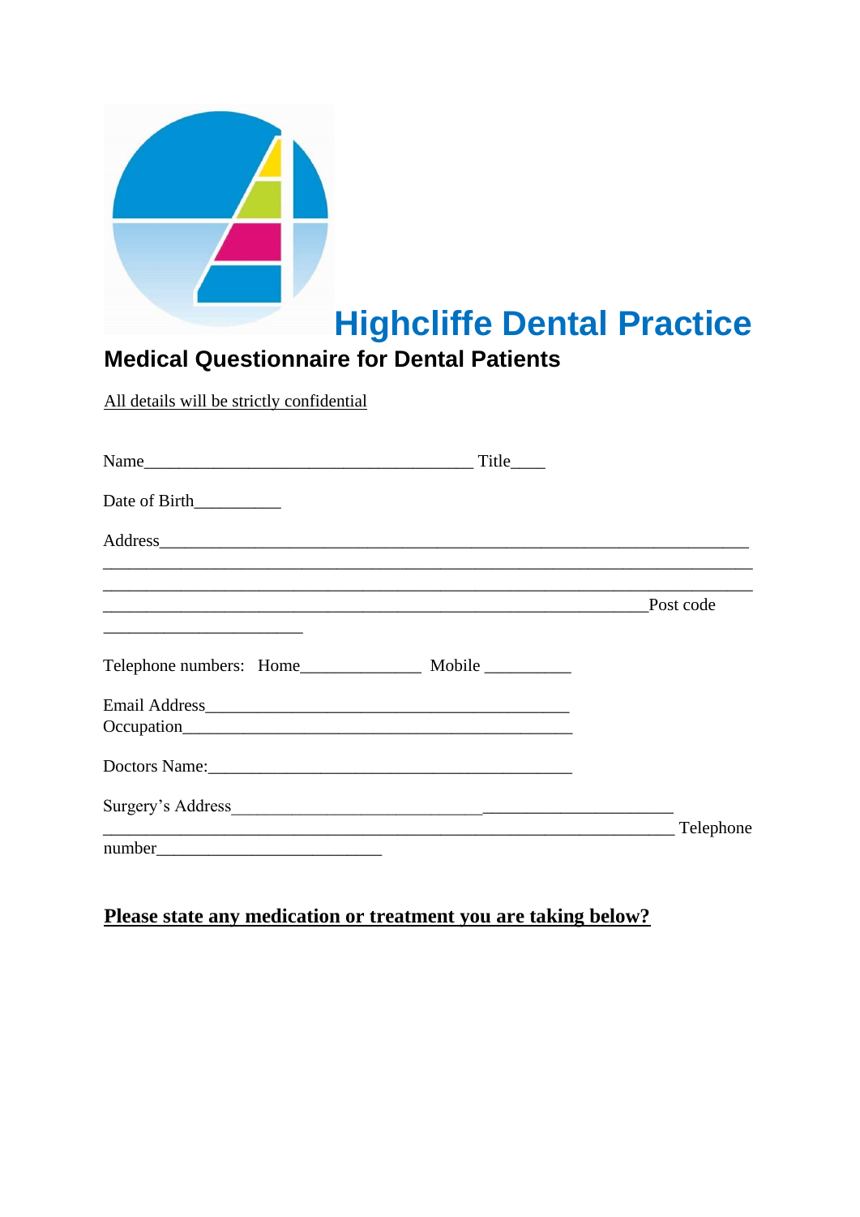# Highcliffe Dental Practice

## Medical Questionnaire for Dental Patients

<u>All details will be strictly confidential</u>

Name_______________________________________ Title____

Date of Birth__________

Address______________________________________________________________________

_____________________________________________________________________________

_____________________________________________________________________________

_______________________________________________________________Post code

_______________________

Telephone numbers: Home______________ Mobile __________

Email Address___________________________________________

Occupation______________________________________________

Doctors Name:___________________________________________

Surgery's Address______________________________________________________

__________________________________________________________________ Telephone number__________________________

**<u>Please state any medication or treatment you are taking below?</u>**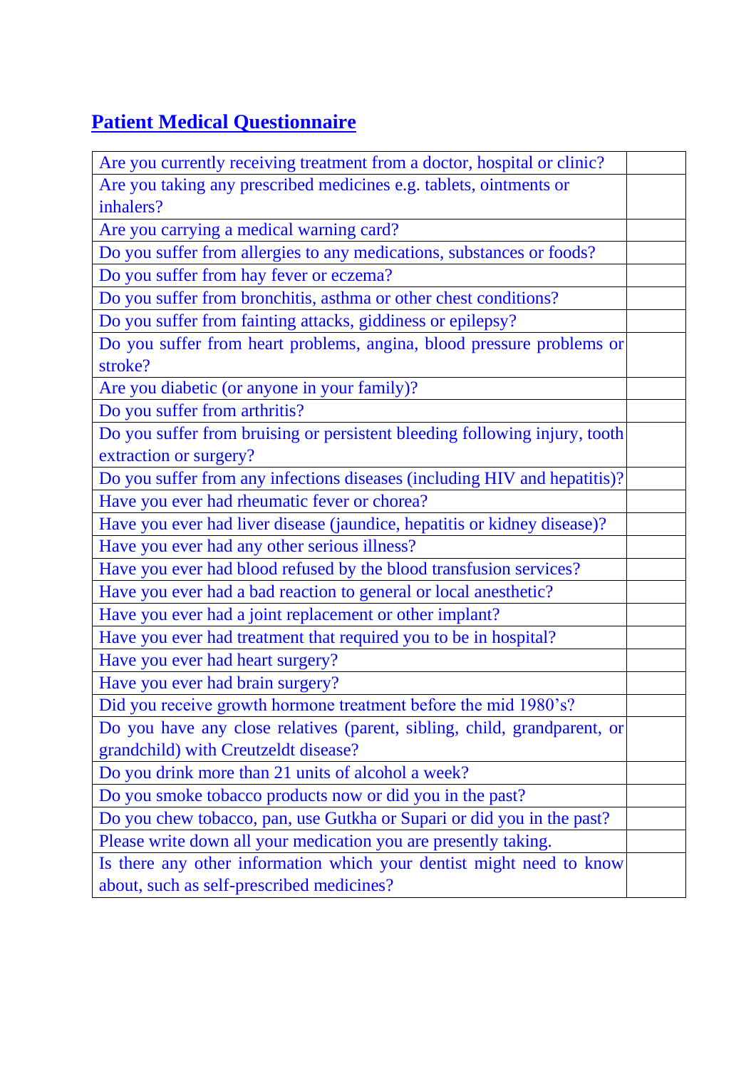## Patient Medical Questionnaire

| | |
|---|---|
| Are you currently receiving treatment from a doctor, hospital or clinic? | |
| Are you taking any prescribed medicines e.g. tablets, ointments or inhalers? | |
| Are you carrying a medical warning card? | |
| Do you suffer from allergies to any medications, substances or foods? | |
| Do you suffer from hay fever or eczema? | |
| Do you suffer from bronchitis, asthma or other chest conditions? | |
| Do you suffer from fainting attacks, giddiness or epilepsy? | |
| Do you suffer from heart problems, angina, blood pressure problems or stroke? | |
| Are you diabetic (or anyone in your family)? | |
| Do you suffer from arthritis? | |
| Do you suffer from bruising or persistent bleeding following injury, tooth extraction or surgery? | |
| Do you suffer from any infections diseases (including HIV and hepatitis)? | |
| Have you ever had rheumatic fever or chorea? | |
| Have you ever had liver disease (jaundice, hepatitis or kidney disease)? | |
| Have you ever had any other serious illness? | |
| Have you ever had blood refused by the blood transfusion services? | |
| Have you ever had a bad reaction to general or local anesthetic? | |
| Have you ever had a joint replacement or other implant? | |
| Have you ever had treatment that required you to be in hospital? | |
| Have you ever had heart surgery? | |
| Have you ever had brain surgery? | |
| Did you receive growth hormone treatment before the mid 1980's? | |
| Do you have any close relatives (parent, sibling, child, grandparent, or grandchild) with Creutzeldt disease? | |
| Do you drink more than 21 units of alcohol a week? | |
| Do you smoke tobacco products now or did you in the past? | |
| Do you chew tobacco, pan, use Gutkha or Supari or did you in the past? | |
| Please write down all your medication you are presently taking. | |
| Is there any other information which your dentist might need to know about, such as self-prescribed medicines? | |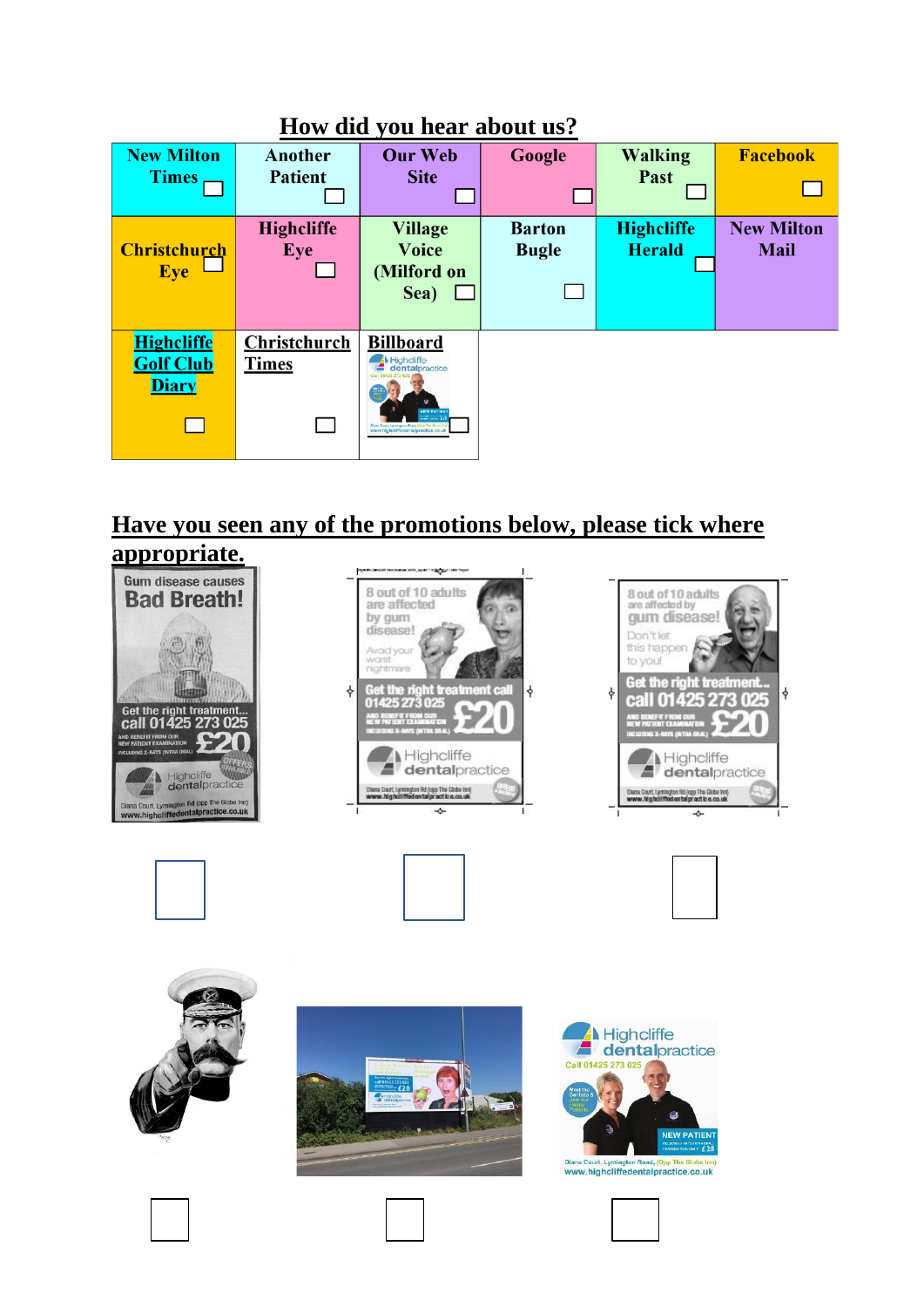## How did you hear about us?

| New Milton Times ☐ | Another Patient ☐ | Our Web Site ☐ | Google ☐ | Walking Past ☐ | Facebook ☐ |
|---|---|---|---|---|---|
| Christchurch Eye ☐ | Highcliffe Eye ☐ | Village Voice (Milford on Sea) ☐ | Barton Bugle ☐ | Highcliffe Herald ☐ | New Milton Mail |
| Highcliffe Golf Club Diary ☐ | Christchurch Times ☐ | Billboard ☐ | | | |

## Have you seen any of the promotions below, please tick where appropriate.

☐ ☐ ☐

☐ ☐ ☐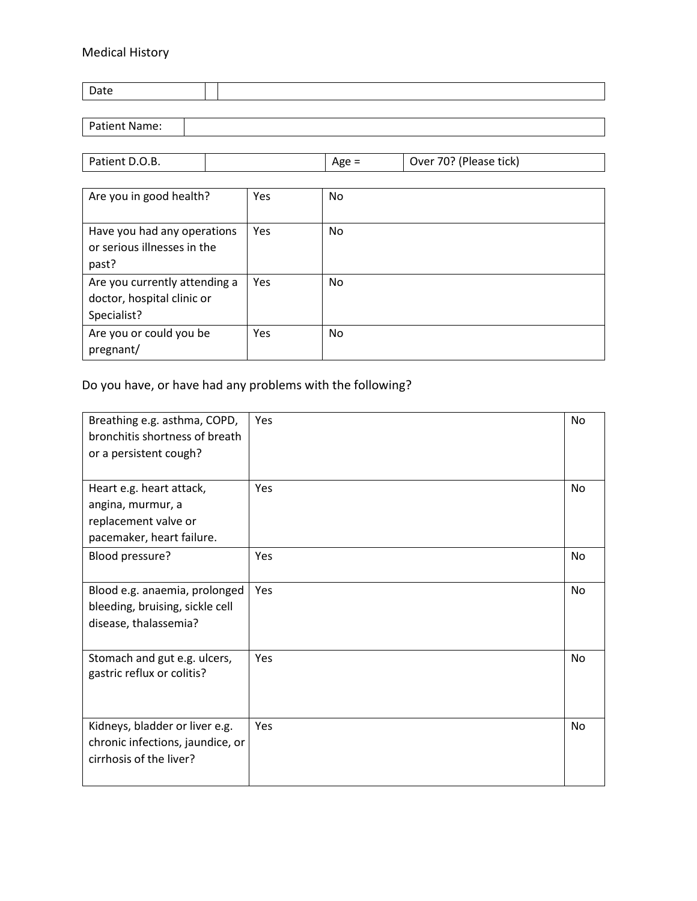Medical History

| Date | | |
|---|---|---|

| Patient Name: | |
|---|---|

| Patient D.O.B. | | Age = | Over 70? (Please tick) |
|---|---|---|---|

| Are you in good health? | Yes | No |
|---|---|---|
| Have you had any operations or serious illnesses in the past? | Yes | No |
| Are you currently attending a doctor, hospital clinic or Specialist? | Yes | No |
| Are you or could you be pregnant/ | Yes | No |

Do you have, or have had any problems with the following?

| Breathing e.g. asthma, COPD, bronchitis shortness of breath or a persistent cough? | Yes | No |
|---|---|---|
| Heart e.g. heart attack, angina, murmur, a replacement valve or pacemaker, heart failure. | Yes | No |
| Blood pressure? | Yes | No |
| Blood e.g. anaemia, prolonged bleeding, bruising, sickle cell disease, thalassemia? | Yes | No |
| Stomach and gut e.g. ulcers, gastric reflux or colitis? | Yes | No |
| Kidneys, bladder or liver e.g. chronic infections, jaundice, or cirrhosis of the liver? | Yes | No |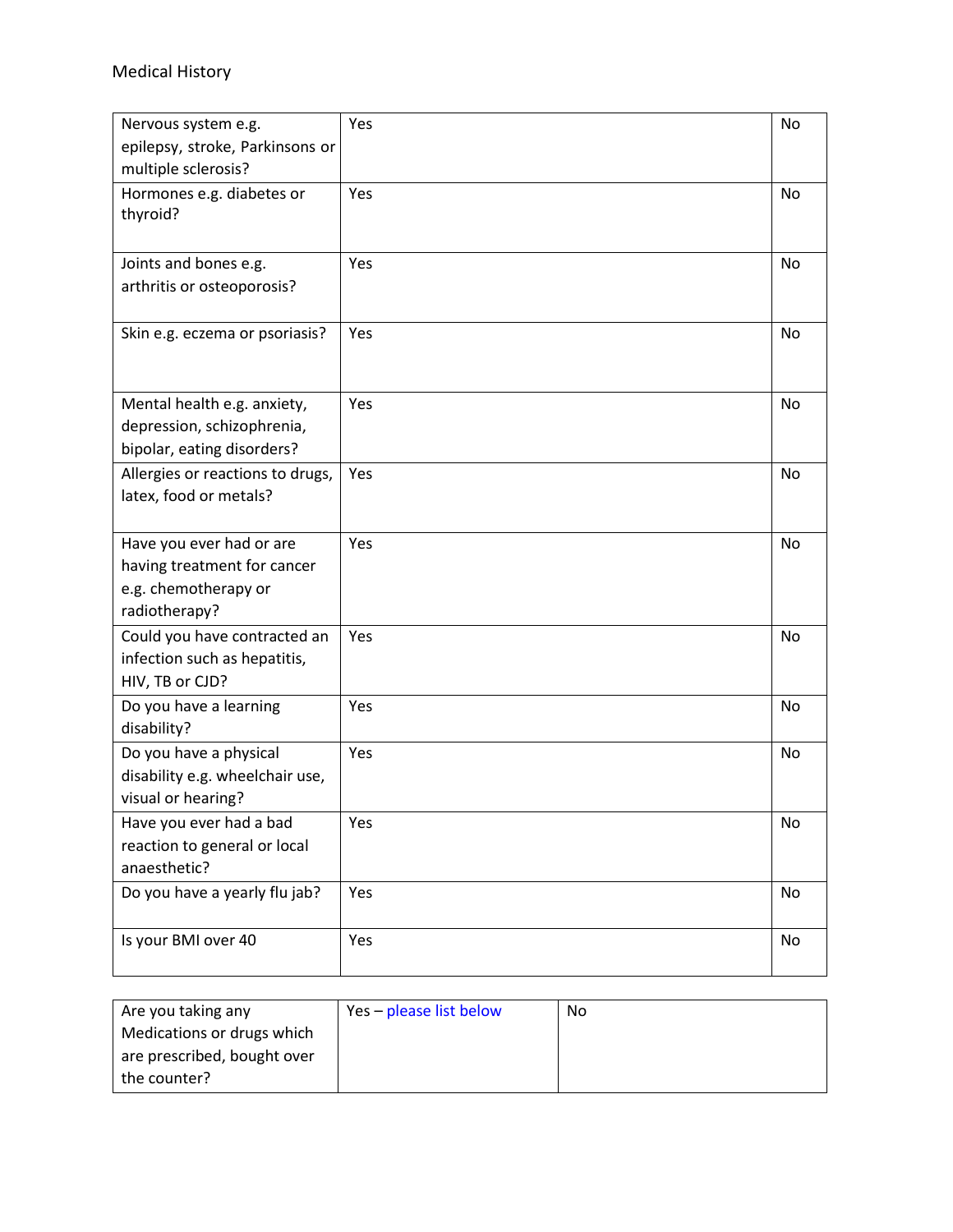Medical History

| | | |
|---|---|---|
| Nervous system e.g. epilepsy, stroke, Parkinsons or multiple sclerosis? | Yes | No |
| Hormones e.g. diabetes or thyroid? | Yes | No |
| Joints and bones e.g. arthritis or osteoporosis? | Yes | No |
| Skin e.g. eczema or psoriasis? | Yes | No |
| Mental health e.g. anxiety, depression, schizophrenia, bipolar, eating disorders? | Yes | No |
| Allergies or reactions to drugs, latex, food or metals? | Yes | No |
| Have you ever had or are having treatment for cancer e.g. chemotherapy or radiotherapy? | Yes | No |
| Could you have contracted an infection such as hepatitis, HIV, TB or CJD? | Yes | No |
| Do you have a learning disability? | Yes | No |
| Do you have a physical disability e.g. wheelchair use, visual or hearing? | Yes | No |
| Have you ever had a bad reaction to general or local anaesthetic? | Yes | No |
| Do you have a yearly flu jab? | Yes | No |
| Is your BMI over 40 | Yes | No |

| | | |
|---|---|---|
| Are you taking any Medications or drugs which are prescribed, bought over the counter? | Yes – please list below | No |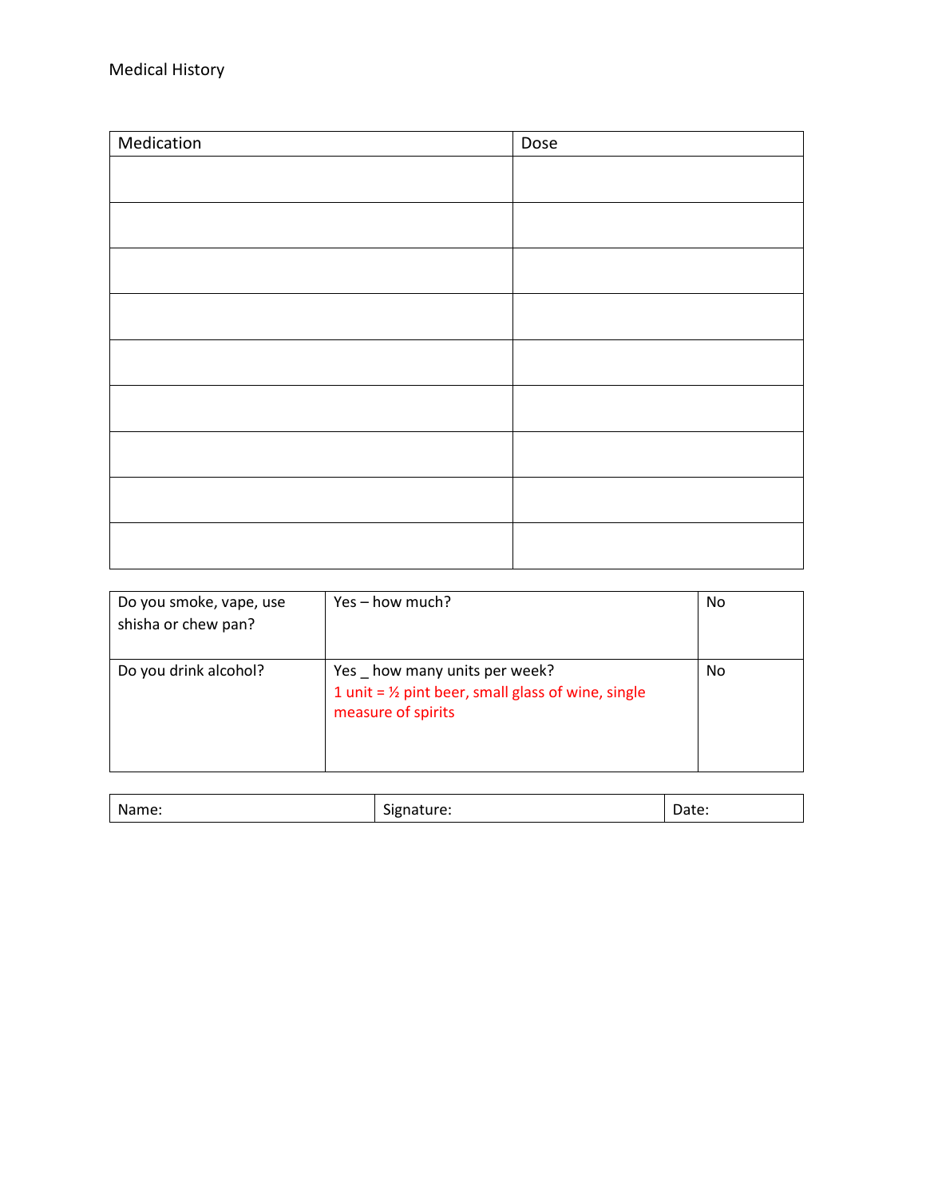Medical History

| Medication | Dose |
|---|---|
| | |
| | |
| | |
| | |
| | |
| | |
| | |
| | |
| | |

| | | |
|---|---|---|
| Do you smoke, vape, use shisha or chew pan? | Yes – how much? | No |
| Do you drink alcohol? | Yes _ how many units per week?<br>1 unit = ½ pint beer, small glass of wine, single measure of spirits | No |

| | | |
|---|---|---|
| Name: | Signature: | Date: |